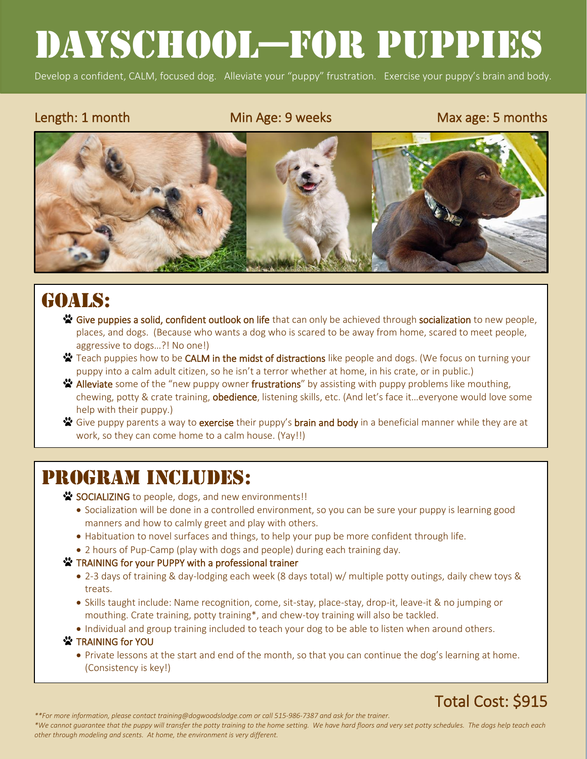# DAYSCHOOL—FOR PUPPIES

Develop a confident, CALM, focused dog. Alleviate your "puppy" frustration. Exercise your puppy's brain and body.

Length: 1 month | Min Age: 9 weeks | Max age: 5 months

## GOALS:

- Give puppies a solid, confident outlook on life that can only be achieved through socialization to new people, places, and dogs. (Because who wants a dog who is scared to be away from home, scared to meet people, aggressive to dogs…?! No one!)
- Teach puppies how to be CALM in the midst of distractions like people and dogs. (We focus on turning your puppy into a calm adult citizen, so he isn't a terror whether at home, in his crate, or in public.)
- Alleviate some of the "new puppy owner frustrations" by assisting with puppy problems like mouthing, chewing, potty & crate training, obedience, listening skills, etc. (And let's face it…everyone would love some help with their puppy.)
- Give puppy parents a way to exercise their puppy's brain and body in a beneficial manner while they are at work, so they can come home to a calm house. (Yay!!)

## PROGRAM INCLUDES:

- SOCIALIZING to people, dogs, and new environments!!
  - Socialization will be done in a controlled environment, so you can be sure your puppy is learning good manners and how to calmly greet and play with others.
  - Habituation to novel surfaces and things, to help your pup be more confident through life.
  - 2 hours of Pup-Camp (play with dogs and people) during each training day.
- TRAINING for your PUPPY with a professional trainer
  - 2-3 days of training & day-lodging each week (8 days total) w/ multiple potty outings, daily chew toys & treats.
  - Skills taught include: Name recognition, come, sit-stay, place-stay, drop-it, leave-it & no jumping or mouthing. Crate training, potty training*, and chew-toy training will also be tackled.
  - Individual and group training included to teach your dog to be able to listen when around others.
- TRAINING for YOU
  - Private lessons at the start and end of the month, so that you can continue the dog's learning at home. (Consistency is key!)

**Total Cost: $915**

*\*\*For more information, please contact training@dogwoodslodge.com or call 515-986-7387 and ask for the trainer.*

*\*We cannot guarantee that the puppy will transfer the potty training to the home setting. We have hard floors and very set potty schedules. The dogs help teach each other through modeling and scents. At home, the environment is very different.*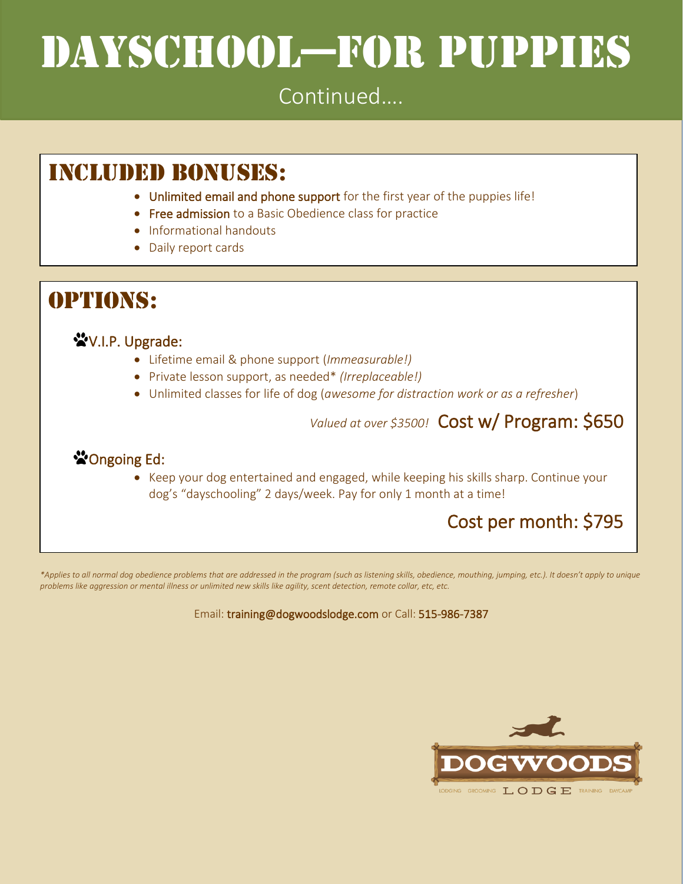# DAYSCHOOL—FOR PUPPIES

Continued....

## INCLUDED BONUSES:

- **Unlimited email and phone support** for the first year of the puppies life!
- **Free admission** to a Basic Obedience class for practice
- Informational handouts
- Daily report cards

## OPTIONS:

### V.I.P. Upgrade:

- Lifetime email & phone support (*Immeasurable!)*
- Private lesson support, as needed* *(Irreplaceable!)*
- Unlimited classes for life of dog (*awesome for distraction work or as a refresher*)

*Valued at over $3500!* **Cost w/ Program: $650**

### Ongoing Ed:

- Keep your dog entertained and engaged, while keeping his skills sharp. Continue your dog's "dayschooling" 2 days/week. Pay for only 1 month at a time!

**Cost per month: $795**

*\*Applies to all normal dog obedience problems that are addressed in the program (such as listening skills, obedience, mouthing, jumping, etc.). It doesn't apply to unique problems like aggression or mental illness or unlimited new skills like agility, scent detection, remote collar, etc, etc.*

Email: training@dogwoodslodge.com or Call: 515-986-7387

DOGWOODS LODGE

LODGING GROOMING TRAINING DAYCAMP